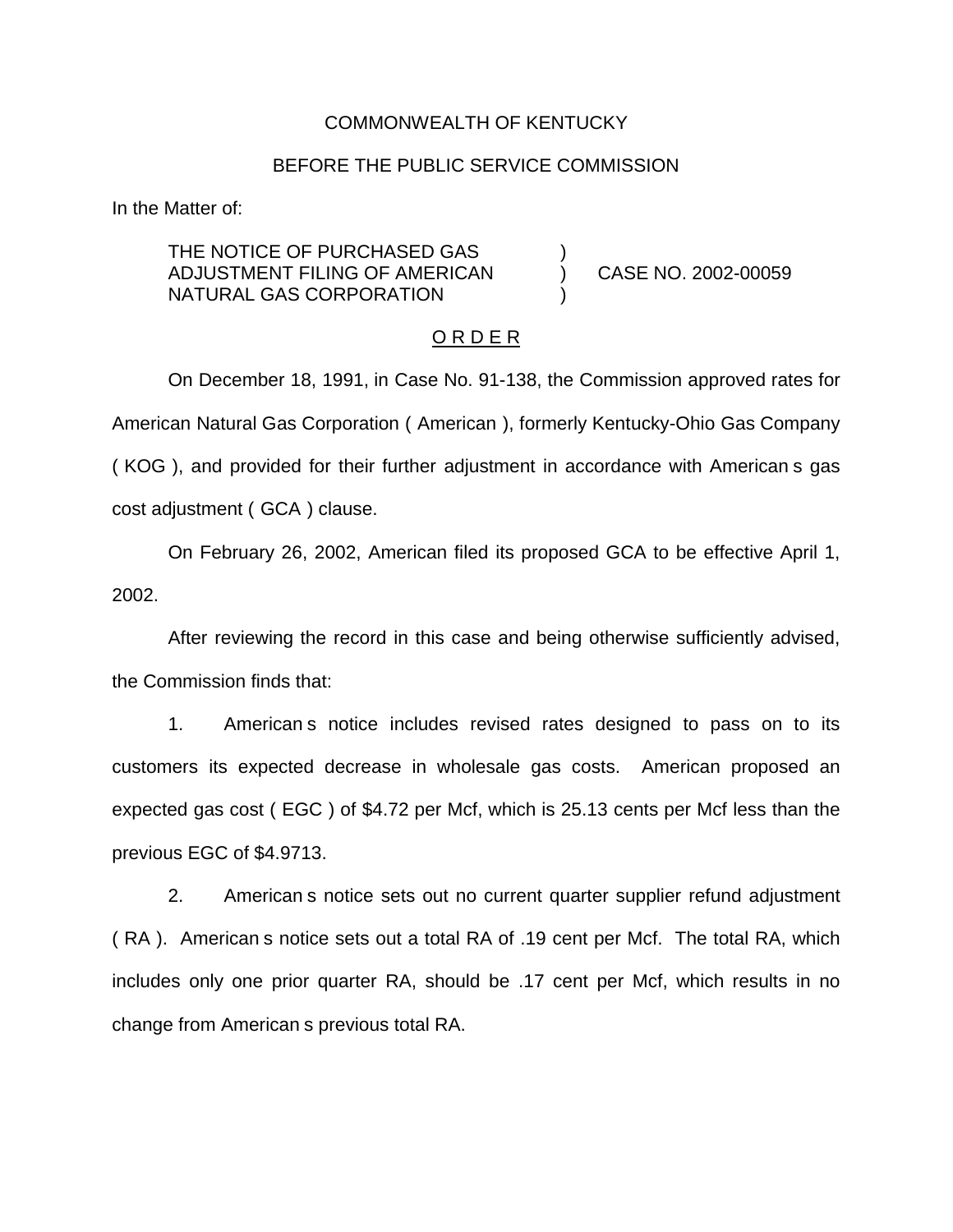COMMONWEALTH OF KENTUCKY

BEFORE THE PUBLIC SERVICE COMMISSION

In the Matter of:

| | | |
|---|---|---|
| THE NOTICE OF PURCHASED GAS ADJUSTMENT FILING OF AMERICAN NATURAL GAS CORPORATION | ) ) ) | CASE NO. 2002-00059 |

O R D E R

On December 18, 1991, in Case No. 91-138, the Commission approved rates for American Natural Gas Corporation ( American ), formerly Kentucky-Ohio Gas Company ( KOG ), and provided for their further adjustment in accordance with American s gas cost adjustment ( GCA ) clause.

On February 26, 2002, American filed its proposed GCA to be effective April 1, 2002.

After reviewing the record in this case and being otherwise sufficiently advised, the Commission finds that:

1. American s notice includes revised rates designed to pass on to its customers its expected decrease in wholesale gas costs. American proposed an expected gas cost ( EGC ) of $4.72 per Mcf, which is 25.13 cents per Mcf less than the previous EGC of $4.9713.

2. American s notice sets out no current quarter supplier refund adjustment ( RA ). American s notice sets out a total RA of .19 cent per Mcf. The total RA, which includes only one prior quarter RA, should be .17 cent per Mcf, which results in no change from American s previous total RA.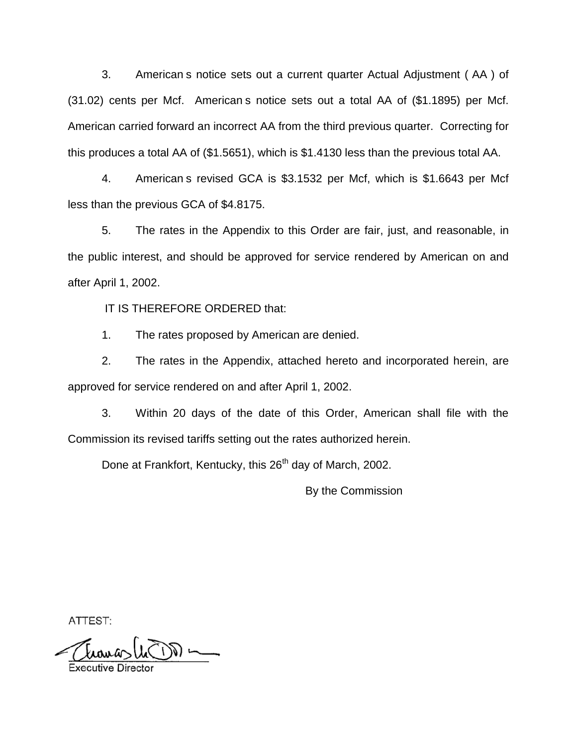3. American s notice sets out a current quarter Actual Adjustment ( AA ) of (31.02) cents per Mcf. American s notice sets out a total AA of ($1.1895) per Mcf. American carried forward an incorrect AA from the third previous quarter. Correcting for this produces a total AA of ($1.5651), which is $1.4130 less than the previous total AA.

4. American s revised GCA is $3.1532 per Mcf, which is $1.6643 per Mcf less than the previous GCA of $4.8175.

5. The rates in the Appendix to this Order are fair, just, and reasonable, in the public interest, and should be approved for service rendered by American on and after April 1, 2002.

IT IS THEREFORE ORDERED that:

1. The rates proposed by American are denied.

2. The rates in the Appendix, attached hereto and incorporated herein, are approved for service rendered on and after April 1, 2002.

3. Within 20 days of the date of this Order, American shall file with the Commission its revised tariffs setting out the rates authorized herein.

Done at Frankfort, Kentucky, this 26th day of March, 2002.

By the Commission

ATTEST:

Executive Director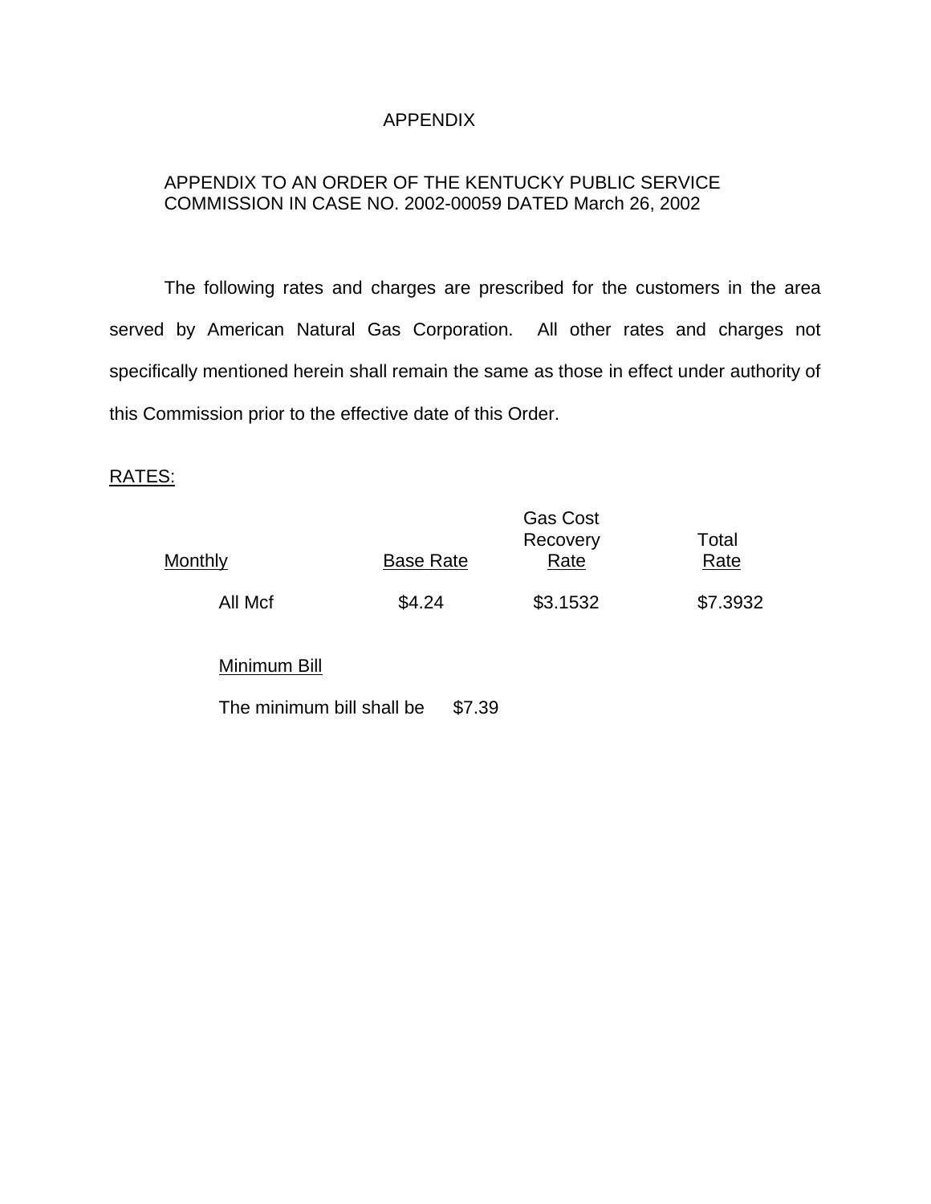# APPENDIX

APPENDIX TO AN ORDER OF THE KENTUCKY PUBLIC SERVICE COMMISSION IN CASE NO. 2002-00059 DATED March 26, 2002

The following rates and charges are prescribed for the customers in the area served by American Natural Gas Corporation. All other rates and charges not specifically mentioned herein shall remain the same as those in effect under authority of this Commission prior to the effective date of this Order.

RATES:

| Monthly | Base Rate | Gas Cost Recovery Rate | Total Rate |
|---|---|---|---|
| All Mcf | $4.24 | $3.1532 | $7.3932 |

Minimum Bill

The minimum bill shall be $7.39